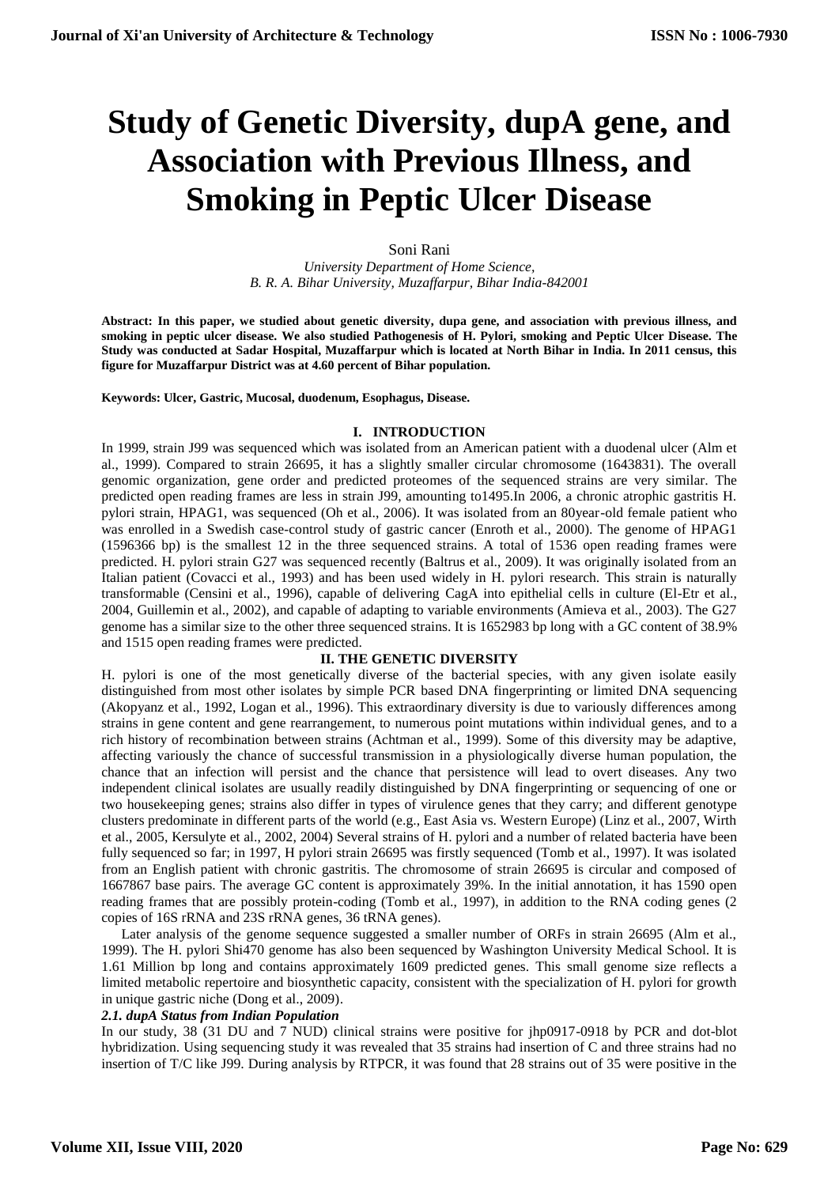# Study of Genetic Diversity, dupA gene, and Association with Previous Illness, and Smoking in Peptic Ulcer Disease

Soni Rani

*University Department of Home Science, B. R. A. Bihar University, Muzaffarpur, Bihar India-842001*

**Abstract: In this paper, we studied about genetic diversity, dupa gene, and association with previous illness, and smoking in peptic ulcer disease. We also studied Pathogenesis of H. Pylori, smoking and Peptic Ulcer Disease. The Study was conducted at Sadar Hospital, Muzaffarpur which is located at North Bihar in India. In 2011 census, this figure for Muzaffarpur District was at 4.60 percent of Bihar population.**

**Keywords: Ulcer, Gastric, Mucosal, duodenum, Esophagus, Disease.**

## I. INTRODUCTION

In 1999, strain J99 was sequenced which was isolated from an American patient with a duodenal ulcer (Alm et al., 1999). Compared to strain 26695, it has a slightly smaller circular chromosome (1643831). The overall genomic organization, gene order and predicted proteomes of the sequenced strains are very similar. The predicted open reading frames are less in strain J99, amounting to1495.In 2006, a chronic atrophic gastritis H. pylori strain, HPAG1, was sequenced (Oh et al., 2006). It was isolated from an 80year-old female patient who was enrolled in a Swedish case-control study of gastric cancer (Enroth et al., 2000). The genome of HPAG1 (1596366 bp) is the smallest 12 in the three sequenced strains. A total of 1536 open reading frames were predicted. H. pylori strain G27 was sequenced recently (Baltrus et al., 2009). It was originally isolated from an Italian patient (Covacci et al., 1993) and has been used widely in H. pylori research. This strain is naturally transformable (Censini et al., 1996), capable of delivering CagA into epithelial cells in culture (El-Etr et al., 2004, Guillemin et al., 2002), and capable of adapting to variable environments (Amieva et al., 2003). The G27 genome has a similar size to the other three sequenced strains. It is 1652983 bp long with a GC content of 38.9% and 1515 open reading frames were predicted.

## II. THE GENETIC DIVERSITY

H. pylori is one of the most genetically diverse of the bacterial species, with any given isolate easily distinguished from most other isolates by simple PCR based DNA fingerprinting or limited DNA sequencing (Akopyanz et al., 1992, Logan et al., 1996). This extraordinary diversity is due to variously differences among strains in gene content and gene rearrangement, to numerous point mutations within individual genes, and to a rich history of recombination between strains (Achtman et al., 1999). Some of this diversity may be adaptive, affecting variously the chance of successful transmission in a physiologically diverse human population, the chance that an infection will persist and the chance that persistence will lead to overt diseases. Any two independent clinical isolates are usually readily distinguished by DNA fingerprinting or sequencing of one or two housekeeping genes; strains also differ in types of virulence genes that they carry; and different genotype clusters predominate in different parts of the world (e.g., East Asia vs. Western Europe) (Linz et al., 2007, Wirth et al., 2005, Kersulyte et al., 2002, 2004) Several strains of H. pylori and a number of related bacteria have been fully sequenced so far; in 1997, H pylori strain 26695 was firstly sequenced (Tomb et al., 1997). It was isolated from an English patient with chronic gastritis. The chromosome of strain 26695 is circular and composed of 1667867 base pairs. The average GC content is approximately 39%. In the initial annotation, it has 1590 open reading frames that are possibly protein-coding (Tomb et al., 1997), in addition to the RNA coding genes (2 copies of 16S rRNA and 23S rRNA genes, 36 tRNA genes).

Later analysis of the genome sequence suggested a smaller number of ORFs in strain 26695 (Alm et al., 1999). The H. pylori Shi470 genome has also been sequenced by Washington University Medical School. It is 1.61 Million bp long and contains approximately 1609 predicted genes. This small genome size reflects a limited metabolic repertoire and biosynthetic capacity, consistent with the specialization of H. pylori for growth in unique gastric niche (Dong et al., 2009).

### *2.1. dupA Status from Indian Population*

In our study, 38 (31 DU and 7 NUD) clinical strains were positive for jhp0917-0918 by PCR and dot-blot hybridization. Using sequencing study it was revealed that 35 strains had insertion of C and three strains had no insertion of T/C like J99. During analysis by RTPCR, it was found that 28 strains out of 35 were positive in the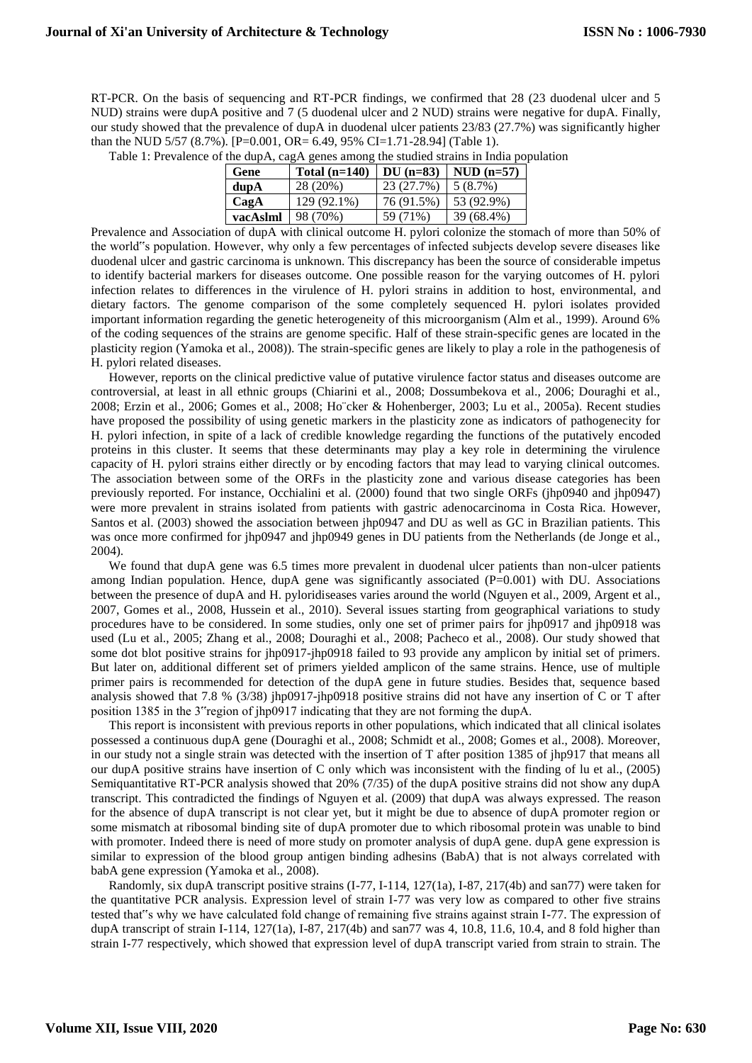RT-PCR. On the basis of sequencing and RT-PCR findings, we confirmed that 28 (23 duodenal ulcer and 5 NUD) strains were dupA positive and 7 (5 duodenal ulcer and 2 NUD) strains were negative for dupA. Finally, our study showed that the prevalence of dupA in duodenal ulcer patients 23/83 (27.7%) was significantly higher than the NUD 5/57 (8.7%). [P=0.001, OR= 6.49, 95% CI=1.71-28.94] (Table 1).

Table 1: Prevalence of the dupA, cagA genes among the studied strains in India population

| Gene | Total (n=140) | DU (n=83) | NUD (n=57) |
|---|---|---|---|
| dupA | 28 (20%) | 23 (27.7%) | 5 (8.7%) |
| CagA | 129 (92.1%) | 76 (91.5%) | 53 (92.9%) |
| vacAslml | 98 (70%) | 59 (71%) | 39 (68.4%) |

Prevalence and Association of dupA with clinical outcome H. pylori colonize the stomach of more than 50% of the world"s population. However, why only a few percentages of infected subjects develop severe diseases like duodenal ulcer and gastric carcinoma is unknown. This discrepancy has been the source of considerable impetus to identify bacterial markers for diseases outcome. One possible reason for the varying outcomes of H. pylori infection relates to differences in the virulence of H. pylori strains in addition to host, environmental, and dietary factors. The genome comparison of the some completely sequenced H. pylori isolates provided important information regarding the genetic heterogeneity of this microorganism (Alm et al., 1999). Around 6% of the coding sequences of the strains are genome specific. Half of these strain-specific genes are located in the plasticity region (Yamoka et al., 2008)). The strain-specific genes are likely to play a role in the pathogenesis of H. pylori related diseases.

However, reports on the clinical predictive value of putative virulence factor status and diseases outcome are controversial, at least in all ethnic groups (Chiarini et al., 2008; Dossumbekova et al., 2006; Douraghi et al., 2008; Erzin et al., 2006; Gomes et al., 2008; Ho¨cker & Hohenberger, 2003; Lu et al., 2005a). Recent studies have proposed the possibility of using genetic markers in the plasticity zone as indicators of pathogenecity for H. pylori infection, in spite of a lack of credible knowledge regarding the functions of the putatively encoded proteins in this cluster. It seems that these determinants may play a key role in determining the virulence capacity of H. pylori strains either directly or by encoding factors that may lead to varying clinical outcomes. The association between some of the ORFs in the plasticity zone and various disease categories has been previously reported. For instance, Occhialini et al. (2000) found that two single ORFs (jhp0940 and jhp0947) were more prevalent in strains isolated from patients with gastric adenocarcinoma in Costa Rica. However, Santos et al. (2003) showed the association between jhp0947 and DU as well as GC in Brazilian patients. This was once more confirmed for jhp0947 and jhp0949 genes in DU patients from the Netherlands (de Jonge et al., 2004).

We found that dupA gene was 6.5 times more prevalent in duodenal ulcer patients than non-ulcer patients among Indian population. Hence, dupA gene was significantly associated (P=0.001) with DU. Associations between the presence of dupA and H. pyloridiseases varies around the world (Nguyen et al., 2009, Argent et al., 2007, Gomes et al., 2008, Hussein et al., 2010). Several issues starting from geographical variations to study procedures have to be considered. In some studies, only one set of primer pairs for jhp0917 and jhp0918 was used (Lu et al., 2005; Zhang et al., 2008; Douraghi et al., 2008; Pacheco et al., 2008). Our study showed that some dot blot positive strains for jhp0917-jhp0918 failed to 93 provide any amplicon by initial set of primers. But later on, additional different set of primers yielded amplicon of the same strains. Hence, use of multiple primer pairs is recommended for detection of the dupA gene in future studies. Besides that, sequence based analysis showed that 7.8 % (3/38) jhp0917-jhp0918 positive strains did not have any insertion of C or T after position 1385 in the 3"region of jhp0917 indicating that they are not forming the dupA.

This report is inconsistent with previous reports in other populations, which indicated that all clinical isolates possessed a continuous dupA gene (Douraghi et al., 2008; Schmidt et al., 2008; Gomes et al., 2008). Moreover, in our study not a single strain was detected with the insertion of T after position 1385 of jhp917 that means all our dupA positive strains have insertion of C only which was inconsistent with the finding of lu et al., (2005) Semiquantitative RT-PCR analysis showed that 20% (7/35) of the dupA positive strains did not show any dupA transcript. This contradicted the findings of Nguyen et al. (2009) that dupA was always expressed. The reason for the absence of dupA transcript is not clear yet, but it might be due to absence of dupA promoter region or some mismatch at ribosomal binding site of dupA promoter due to which ribosomal protein was unable to bind with promoter. Indeed there is need of more study on promoter analysis of dupA gene. dupA gene expression is similar to expression of the blood group antigen binding adhesins (BabA) that is not always correlated with babA gene expression (Yamoka et al., 2008).

Randomly, six dupA transcript positive strains (I-77, I-114, 127(1a), I-87, 217(4b) and san77) were taken for the quantitative PCR analysis. Expression level of strain I-77 was very low as compared to other five strains tested that"s why we have calculated fold change of remaining five strains against strain I-77. The expression of dupA transcript of strain I-114, 127(1a), I-87, 217(4b) and san77 was 4, 10.8, 11.6, 10.4, and 8 fold higher than strain I-77 respectively, which showed that expression level of dupA transcript varied from strain to strain. The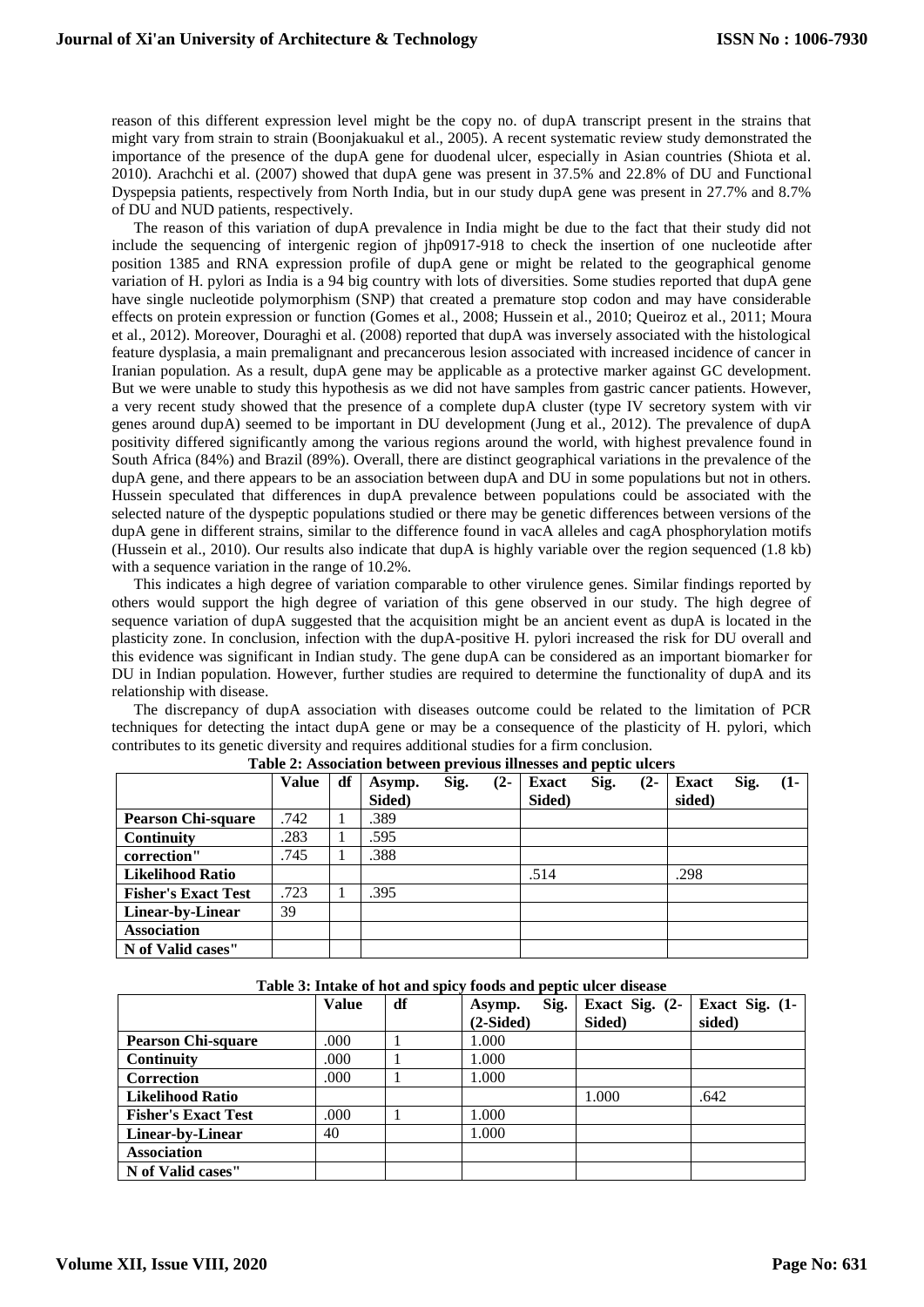reason of this different expression level might be the copy no. of dupA transcript present in the strains that might vary from strain to strain (Boonjakuakul et al., 2005). A recent systematic review study demonstrated the importance of the presence of the dupA gene for duodenal ulcer, especially in Asian countries (Shiota et al. 2010). Arachchi et al. (2007) showed that dupA gene was present in 37.5% and 22.8% of DU and Functional Dyspepsia patients, respectively from North India, but in our study dupA gene was present in 27.7% and 8.7% of DU and NUD patients, respectively.

The reason of this variation of dupA prevalence in India might be due to the fact that their study did not include the sequencing of intergenic region of jhp0917-918 to check the insertion of one nucleotide after position 1385 and RNA expression profile of dupA gene or might be related to the geographical genome variation of H. pylori as India is a 94 big country with lots of diversities. Some studies reported that dupA gene have single nucleotide polymorphism (SNP) that created a premature stop codon and may have considerable effects on protein expression or function (Gomes et al., 2008; Hussein et al., 2010; Queiroz et al., 2011; Moura et al., 2012). Moreover, Douraghi et al. (2008) reported that dupA was inversely associated with the histological feature dysplasia, a main premalignant and precancerous lesion associated with increased incidence of cancer in Iranian population. As a result, dupA gene may be applicable as a protective marker against GC development. But we were unable to study this hypothesis as we did not have samples from gastric cancer patients. However, a very recent study showed that the presence of a complete dupA cluster (type IV secretory system with vir genes around dupA) seemed to be important in DU development (Jung et al., 2012). The prevalence of dupA positivity differed significantly among the various regions around the world, with highest prevalence found in South Africa (84%) and Brazil (89%). Overall, there are distinct geographical variations in the prevalence of the dupA gene, and there appears to be an association between dupA and DU in some populations but not in others. Hussein speculated that differences in dupA prevalence between populations could be associated with the selected nature of the dyspeptic populations studied or there may be genetic differences between versions of the dupA gene in different strains, similar to the difference found in vacA alleles and cagA phosphorylation motifs (Hussein et al., 2010). Our results also indicate that dupA is highly variable over the region sequenced (1.8 kb) with a sequence variation in the range of 10.2%.

This indicates a high degree of variation comparable to other virulence genes. Similar findings reported by others would support the high degree of variation of this gene observed in our study. The high degree of sequence variation of dupA suggested that the acquisition might be an ancient event as dupA is located in the plasticity zone. In conclusion, infection with the dupA-positive H. pylori increased the risk for DU overall and this evidence was significant in Indian study. The gene dupA can be considered as an important biomarker for DU in Indian population. However, further studies are required to determine the functionality of dupA and its relationship with disease.

The discrepancy of dupA association with diseases outcome could be related to the limitation of PCR techniques for detecting the intact dupA gene or may be a consequence of the plasticity of H. pylori, which contributes to its genetic diversity and requires additional studies for a firm conclusion.

**Table 2: Association between previous illnesses and peptic ulcers**

| | Value | df | Asymp. Sig. (2-Sided) | Exact Sig. (2-Sided) | Exact Sig. (1-sided) |
|---|---|---|---|---|---|
| **Pearson Chi-square** | .742 | 1 | .389 | | |
| **Continuity** | .283 | 1 | .595 | | |
| **correction"** | .745 | 1 | .388 | | |
| **Likelihood Ratio** | | | | .514 | .298 |
| **Fisher's Exact Test** | .723 | 1 | .395 | | |
| **Linear-by-Linear** | 39 | | | | |
| **Association** | | | | | |
| **N of Valid cases"** | | | | | |

**Table 3: Intake of hot and spicy foods and peptic ulcer disease**

| | Value | df | Asymp. Sig. (2-Sided) | Exact Sig. (2-Sided) | Exact Sig. (1-sided) |
|---|---|---|---|---|---|
| **Pearson Chi-square** | .000 | 1 | 1.000 | | |
| **Continuity** | .000 | 1 | 1.000 | | |
| **Correction** | .000 | 1 | 1.000 | | |
| **Likelihood Ratio** | | | | 1.000 | .642 |
| **Fisher's Exact Test** | .000 | 1 | 1.000 | | |
| **Linear-by-Linear** | 40 | | 1.000 | | |
| **Association** | | | | | |
| **N of Valid cases"** | | | | | |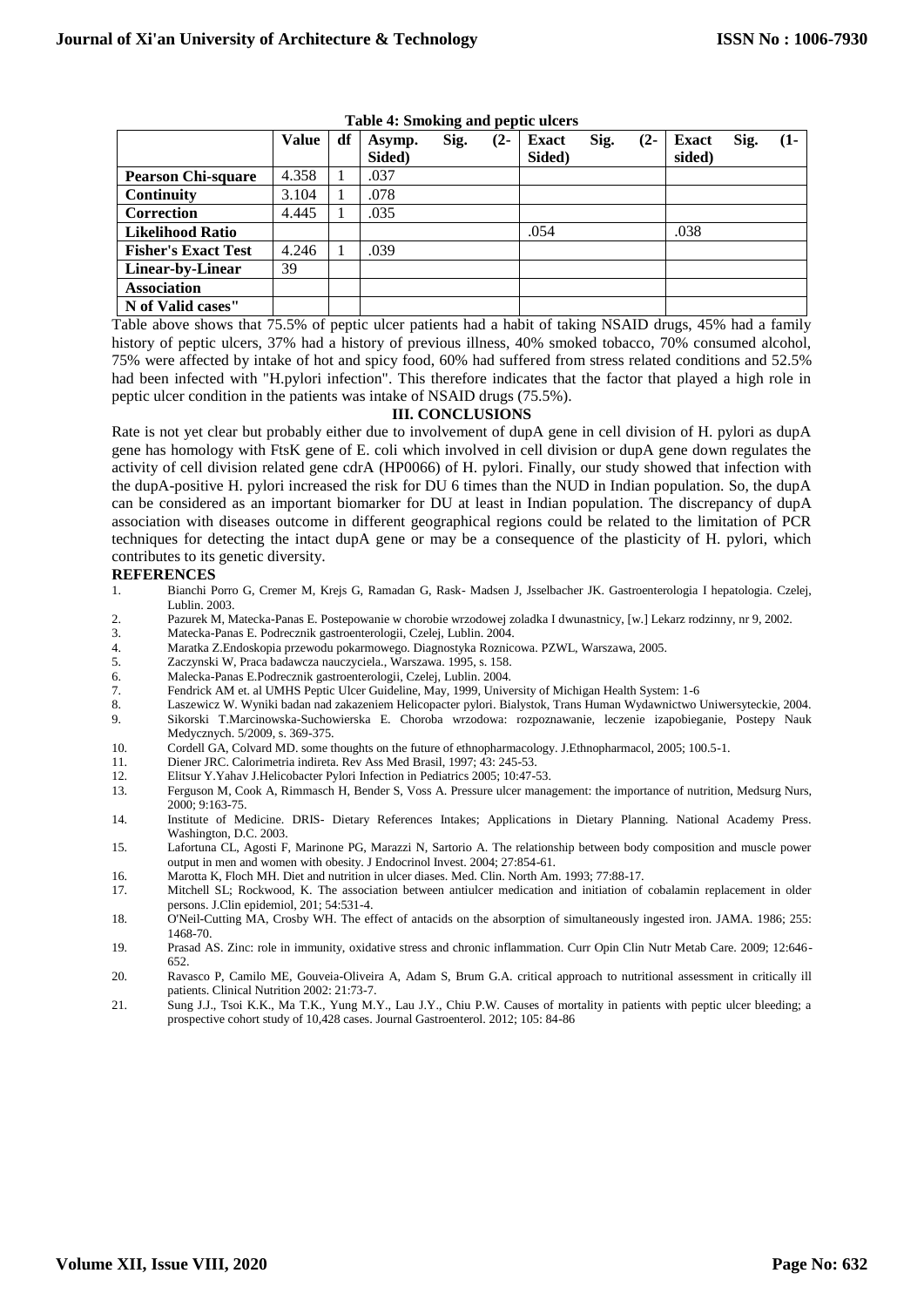**Table 4: Smoking and peptic ulcers**

| | Value | df | Asymp. Sig. (2-Sided) | Exact Sig. (2-Sided) | Exact Sig. (1-sided) |
|---|---|---|---|---|---|
| **Pearson Chi-square** | 4.358 | 1 | .037 | | |
| **Continuity** | 3.104 | 1 | .078 | | |
| **Correction** | 4.445 | 1 | .035 | | |
| **Likelihood Ratio** | | | | .054 | .038 |
| **Fisher's Exact Test** | 4.246 | 1 | .039 | | |
| **Linear-by-Linear** | 39 | | | | |
| **Association** | | | | | |
| **N of Valid cases"** | | | | | |

Table above shows that 75.5% of peptic ulcer patients had a habit of taking NSAID drugs, 45% had a family history of peptic ulcers, 37% had a history of previous illness, 40% smoked tobacco, 70% consumed alcohol, 75% were affected by intake of hot and spicy food, 60% had suffered from stress related conditions and 52.5% had been infected with "H.pylori infection". This therefore indicates that the factor that played a high role in peptic ulcer condition in the patients was intake of NSAID drugs (75.5%).

## III. CONCLUSIONS

Rate is not yet clear but probably either due to involvement of dupA gene in cell division of H. pylori as dupA gene has homology with FtsK gene of E. coli which involved in cell division or dupA gene down regulates the activity of cell division related gene cdrA (HP0066) of H. pylori. Finally, our study showed that infection with the dupA-positive H. pylori increased the risk for DU 6 times than the NUD in Indian population. So, the dupA can be considered as an important biomarker for DU at least in Indian population. The discrepancy of dupA association with diseases outcome in different geographical regions could be related to the limitation of PCR techniques for detecting the intact dupA gene or may be a consequence of the plasticity of H. pylori, which contributes to its genetic diversity.

## REFERENCES

1. Bianchi Porro G, Cremer M, Krejs G, Ramadan G, Rask- Madsen J, Jsselbacher JK. Gastroenterologia I hepatologia. Czelej, Lublin. 2003.
2. Pazurek M, Matecka-Panas E. Postepowanie w chorobie wrzodowej zoladka I dwunastnicy, [w.] Lekarz rodzinny, nr 9, 2002.
3. Matecka-Panas E. Podrecznik gastroenterologii, Czelej, Lublin. 2004.
4. Maratka Z.Endoskopia przewodu pokarmowego. Diagnostyka Roznicowa. PZWL, Warszawa, 2005.
5. Zaczynski W, Praca badawcza nauczyciela., Warszawa. 1995, s. 158.
6. Malecka-Panas E.Podrecznik gastroenterologii, Czelej, Lublin. 2004.
7. Fendrick AM et. al UMHS Peptic Ulcer Guideline, May, 1999, University of Michigan Health System: 1-6
8. Laszewicz W. Wyniki badan nad zakazeniem Helicopacter pylori. Bialystok, Trans Human Wydawnictwo Uniwersyteckie, 2004.
9. Sikorski T.Marcinowska-Suchowierska E. Choroba wrzodowa: rozpoznawanie, leczenie izapobieganie, Postepy Nauk Medycznych. 5/2009, s. 369-375.
10. Cordell GA, Colvard MD. some thoughts on the future of ethnopharmacology. J.Ethnopharmacol, 2005; 100.5-1.
11. Diener JRC. Calorimetria indireta. Rev Ass Med Brasil, 1997; 43: 245-53.
12. Elitsur Y.Yahav J.Helicobacter Pylori Infection in Pediatrics 2005; 10:47-53.
13. Ferguson M, Cook A, Rimmasch H, Bender S, Voss A. Pressure ulcer management: the importance of nutrition, Medsurg Nurs, 2000; 9:163-75.
14. Institute of Medicine. DRIS- Dietary References Intakes; Applications in Dietary Planning. National Academy Press. Washington, D.C. 2003.
15. Lafortuna CL, Agosti F, Marinone PG, Marazzi N, Sartorio A. The relationship between body composition and muscle power output in men and women with obesity. J Endocrinol Invest. 2004; 27:854-61.
16. Marotta K, Floch MH. Diet and nutrition in ulcer diases. Med. Clin. North Am. 1993; 77:88-17.
17. Mitchell SL; Rockwood, K. The association between antiulcer medication and initiation of cobalamin replacement in older persons. J.Clin epidemiol, 201; 54:531-4.
18. O'Neil-Cutting MA, Crosby WH. The effect of antacids on the absorption of simultaneously ingested iron. JAMA. 1986; 255: 1468-70.
19. Prasad AS. Zinc: role in immunity, oxidative stress and chronic inflammation. Curr Opin Clin Nutr Metab Care. 2009; 12:646-652.
20. Ravasco P, Camilo ME, Gouveia-Oliveira A, Adam S, Brum G.A. critical approach to nutritional assessment in critically ill patients. Clinical Nutrition 2002: 21:73-7.
21. Sung J.J., Tsoi K.K., Ma T.K., Yung M.Y., Lau J.Y., Chiu P.W. Causes of mortality in patients with peptic ulcer bleeding; a prospective cohort study of 10,428 cases. Journal Gastroenterol. 2012; 105: 84-86